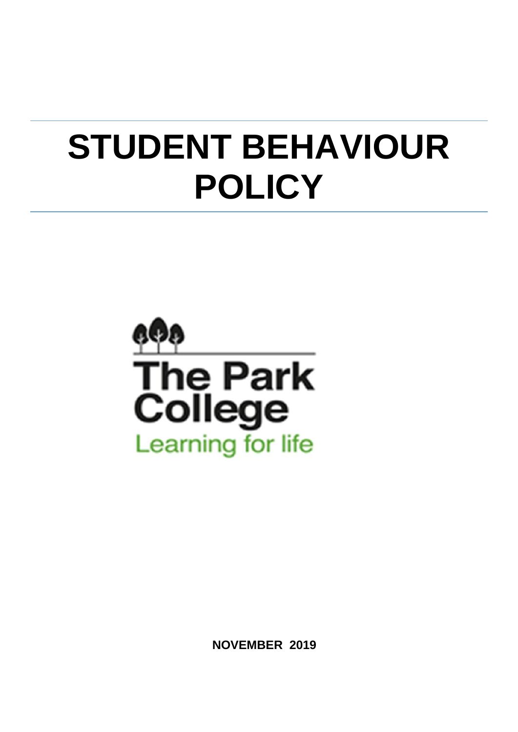# STUDENT BEHAVIOUR POLICY

The Park College

Learning for life

**NOVEMBER 2019**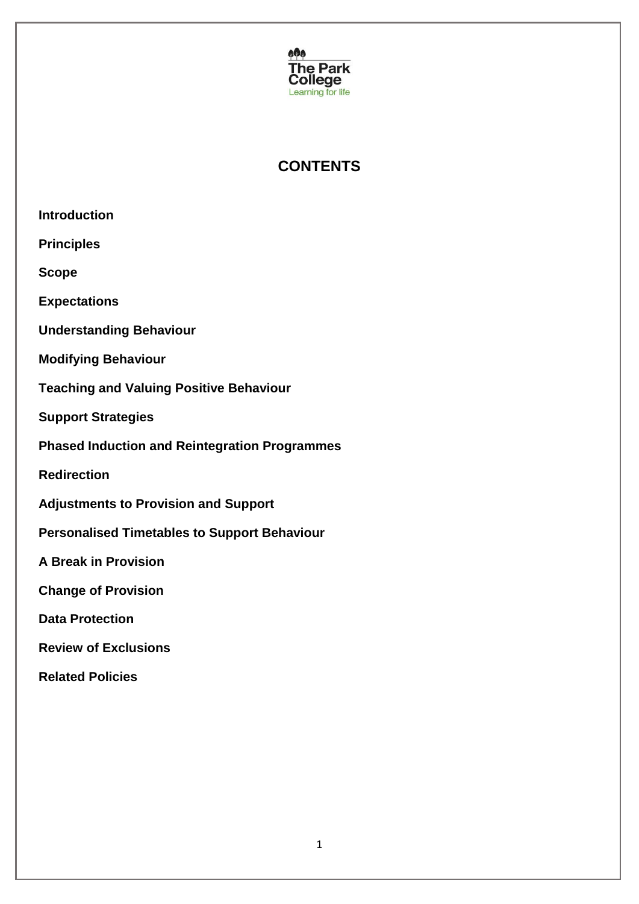The Park College
Learning for life

# CONTENTS

**Introduction**

**Principles**

**Scope**

**Expectations**

**Understanding Behaviour**

**Modifying Behaviour**

**Teaching and Valuing Positive Behaviour**

**Support Strategies**

**Phased Induction and Reintegration Programmes**

**Redirection**

**Adjustments to Provision and Support**

**Personalised Timetables to Support Behaviour**

**A Break in Provision**

**Change of Provision**

**Data Protection**

**Review of Exclusions**

**Related Policies**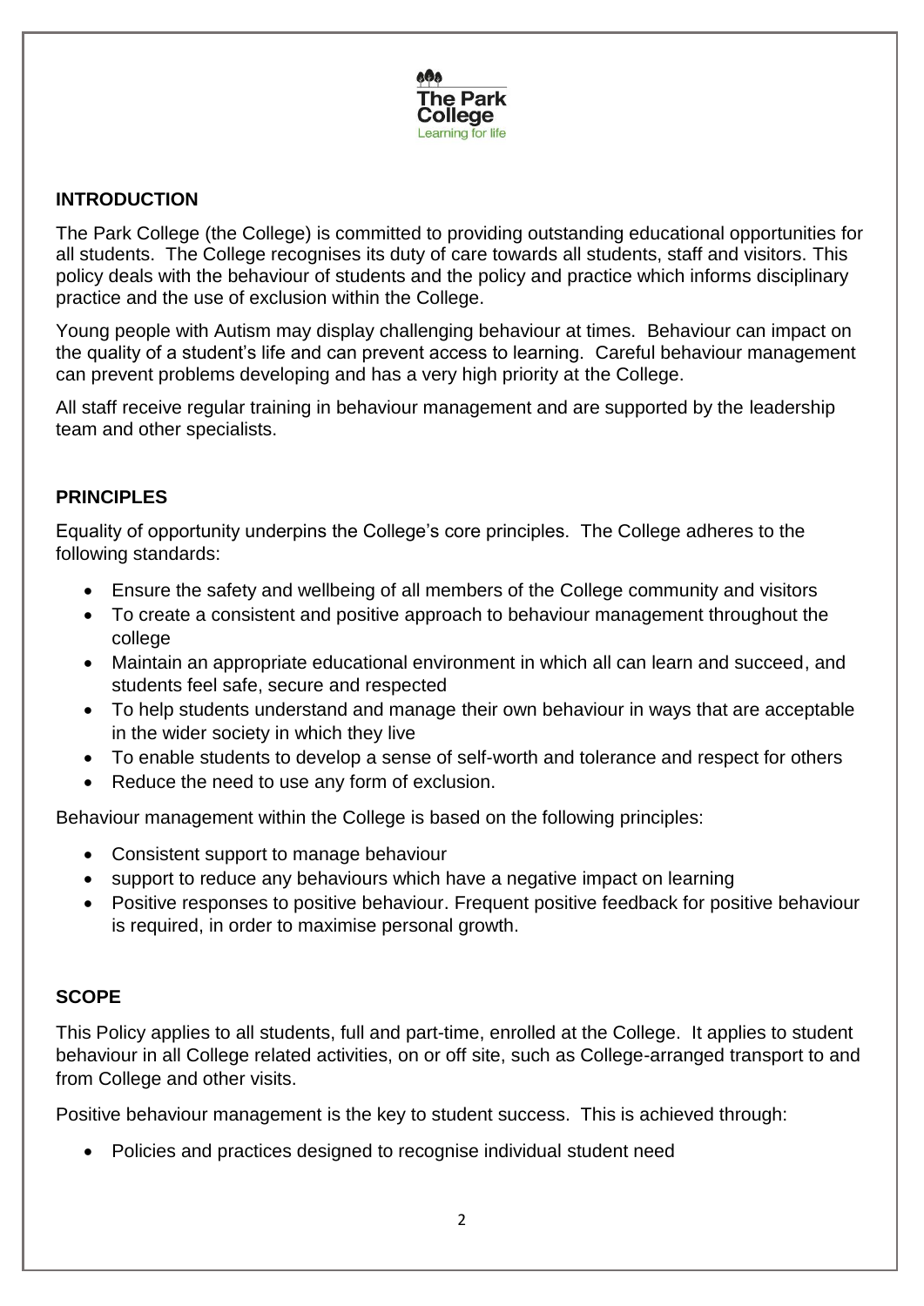## INTRODUCTION

The Park College (the College) is committed to providing outstanding educational opportunities for all students. The College recognises its duty of care towards all students, staff and visitors. This policy deals with the behaviour of students and the policy and practice which informs disciplinary practice and the use of exclusion within the College.

Young people with Autism may display challenging behaviour at times. Behaviour can impact on the quality of a student's life and can prevent access to learning. Careful behaviour management can prevent problems developing and has a very high priority at the College.

All staff receive regular training in behaviour management and are supported by the leadership team and other specialists.

## PRINCIPLES

Equality of opportunity underpins the College's core principles. The College adheres to the following standards:

- Ensure the safety and wellbeing of all members of the College community and visitors
- To create a consistent and positive approach to behaviour management throughout the college
- Maintain an appropriate educational environment in which all can learn and succeed, and students feel safe, secure and respected
- To help students understand and manage their own behaviour in ways that are acceptable in the wider society in which they live
- To enable students to develop a sense of self-worth and tolerance and respect for others
- Reduce the need to use any form of exclusion.

Behaviour management within the College is based on the following principles:

- Consistent support to manage behaviour
- support to reduce any behaviours which have a negative impact on learning
- Positive responses to positive behaviour. Frequent positive feedback for positive behaviour is required, in order to maximise personal growth.

## SCOPE

This Policy applies to all students, full and part-time, enrolled at the College. It applies to student behaviour in all College related activities, on or off site, such as College-arranged transport to and from College and other visits.

Positive behaviour management is the key to student success. This is achieved through:

- Policies and practices designed to recognise individual student need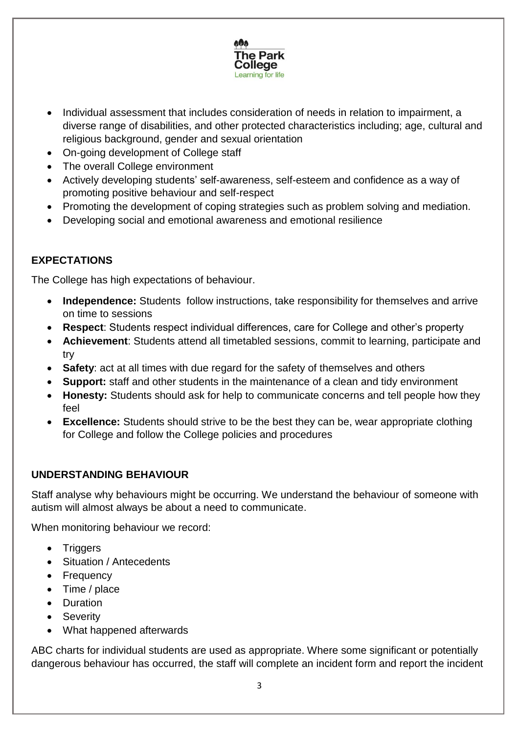- Individual assessment that includes consideration of needs in relation to impairment, a diverse range of disabilities, and other protected characteristics including; age, cultural and religious background, gender and sexual orientation
- On-going development of College staff
- The overall College environment
- Actively developing students' self-awareness, self-esteem and confidence as a way of promoting positive behaviour and self-respect
- Promoting the development of coping strategies such as problem solving and mediation.
- Developing social and emotional awareness and emotional resilience

## EXPECTATIONS

The College has high expectations of behaviour.

- **Independence:** Students follow instructions, take responsibility for themselves and arrive on time to sessions
- **Respect**: Students respect individual differences, care for College and other's property
- **Achievement**: Students attend all timetabled sessions, commit to learning, participate and try
- **Safety**: act at all times with due regard for the safety of themselves and others
- **Support:** staff and other students in the maintenance of a clean and tidy environment
- **Honesty:** Students should ask for help to communicate concerns and tell people how they feel
- **Excellence:** Students should strive to be the best they can be, wear appropriate clothing for College and follow the College policies and procedures

## UNDERSTANDING BEHAVIOUR

Staff analyse why behaviours might be occurring. We understand the behaviour of someone with autism will almost always be about a need to communicate.

When monitoring behaviour we record:

- Triggers
- Situation / Antecedents
- Frequency
- Time / place
- Duration
- Severity
- What happened afterwards

ABC charts for individual students are used as appropriate. Where some significant or potentially dangerous behaviour has occurred, the staff will complete an incident form and report the incident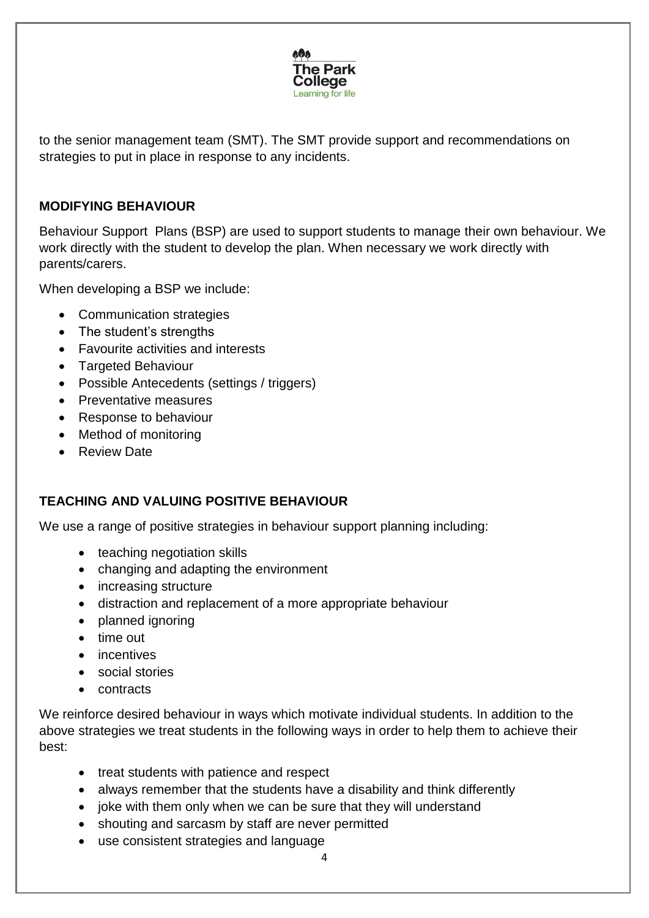to the senior management team (SMT). The SMT provide support and recommendations on strategies to put in place in response to any incidents.

## MODIFYING BEHAVIOUR

Behaviour Support Plans (BSP) are used to support students to manage their own behaviour. We work directly with the student to develop the plan. When necessary we work directly with parents/carers.

When developing a BSP we include:

- Communication strategies
- The student's strengths
- Favourite activities and interests
- Targeted Behaviour
- Possible Antecedents (settings / triggers)
- Preventative measures
- Response to behaviour
- Method of monitoring
- Review Date

## TEACHING AND VALUING POSITIVE BEHAVIOUR

We use a range of positive strategies in behaviour support planning including:

- teaching negotiation skills
- changing and adapting the environment
- increasing structure
- distraction and replacement of a more appropriate behaviour
- planned ignoring
- time out
- incentives
- social stories
- contracts

We reinforce desired behaviour in ways which motivate individual students. In addition to the above strategies we treat students in the following ways in order to help them to achieve their best:

- treat students with patience and respect
- always remember that the students have a disability and think differently
- joke with them only when we can be sure that they will understand
- shouting and sarcasm by staff are never permitted
- use consistent strategies and language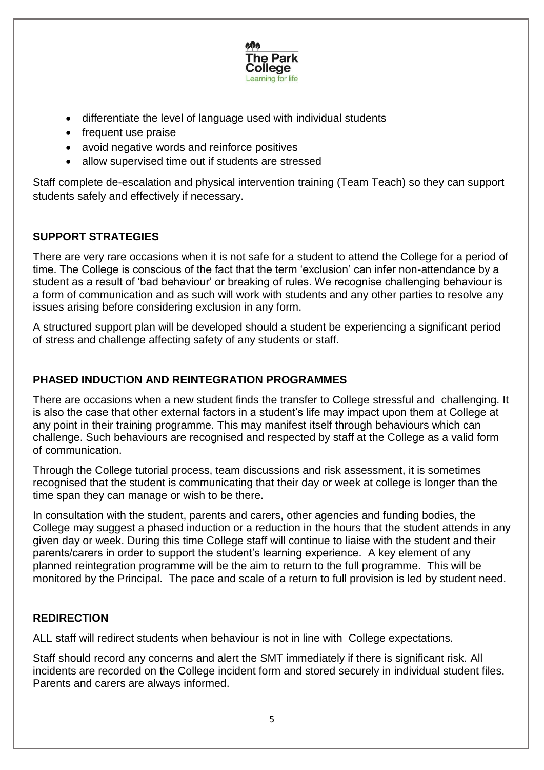- differentiate the level of language used with individual students
- frequent use praise
- avoid negative words and reinforce positives
- allow supervised time out if students are stressed

Staff complete de-escalation and physical intervention training (Team Teach) so they can support students safely and effectively if necessary.

## SUPPORT STRATEGIES

There are very rare occasions when it is not safe for a student to attend the College for a period of time. The College is conscious of the fact that the term 'exclusion' can infer non-attendance by a student as a result of 'bad behaviour' or breaking of rules. We recognise challenging behaviour is a form of communication and as such will work with students and any other parties to resolve any issues arising before considering exclusion in any form.

A structured support plan will be developed should a student be experiencing a significant period of stress and challenge affecting safety of any students or staff.

## PHASED INDUCTION AND REINTEGRATION PROGRAMMES

There are occasions when a new student finds the transfer to College stressful and challenging. It is also the case that other external factors in a student's life may impact upon them at College at any point in their training programme. This may manifest itself through behaviours which can challenge. Such behaviours are recognised and respected by staff at the College as a valid form of communication.

Through the College tutorial process, team discussions and risk assessment, it is sometimes recognised that the student is communicating that their day or week at college is longer than the time span they can manage or wish to be there.

In consultation with the student, parents and carers, other agencies and funding bodies, the College may suggest a phased induction or a reduction in the hours that the student attends in any given day or week. During this time College staff will continue to liaise with the student and their parents/carers in order to support the student's learning experience. A key element of any planned reintegration programme will be the aim to return to the full programme. This will be monitored by the Principal. The pace and scale of a return to full provision is led by student need.

## REDIRECTION

ALL staff will redirect students when behaviour is not in line with College expectations.

Staff should record any concerns and alert the SMT immediately if there is significant risk. All incidents are recorded on the College incident form and stored securely in individual student files. Parents and carers are always informed.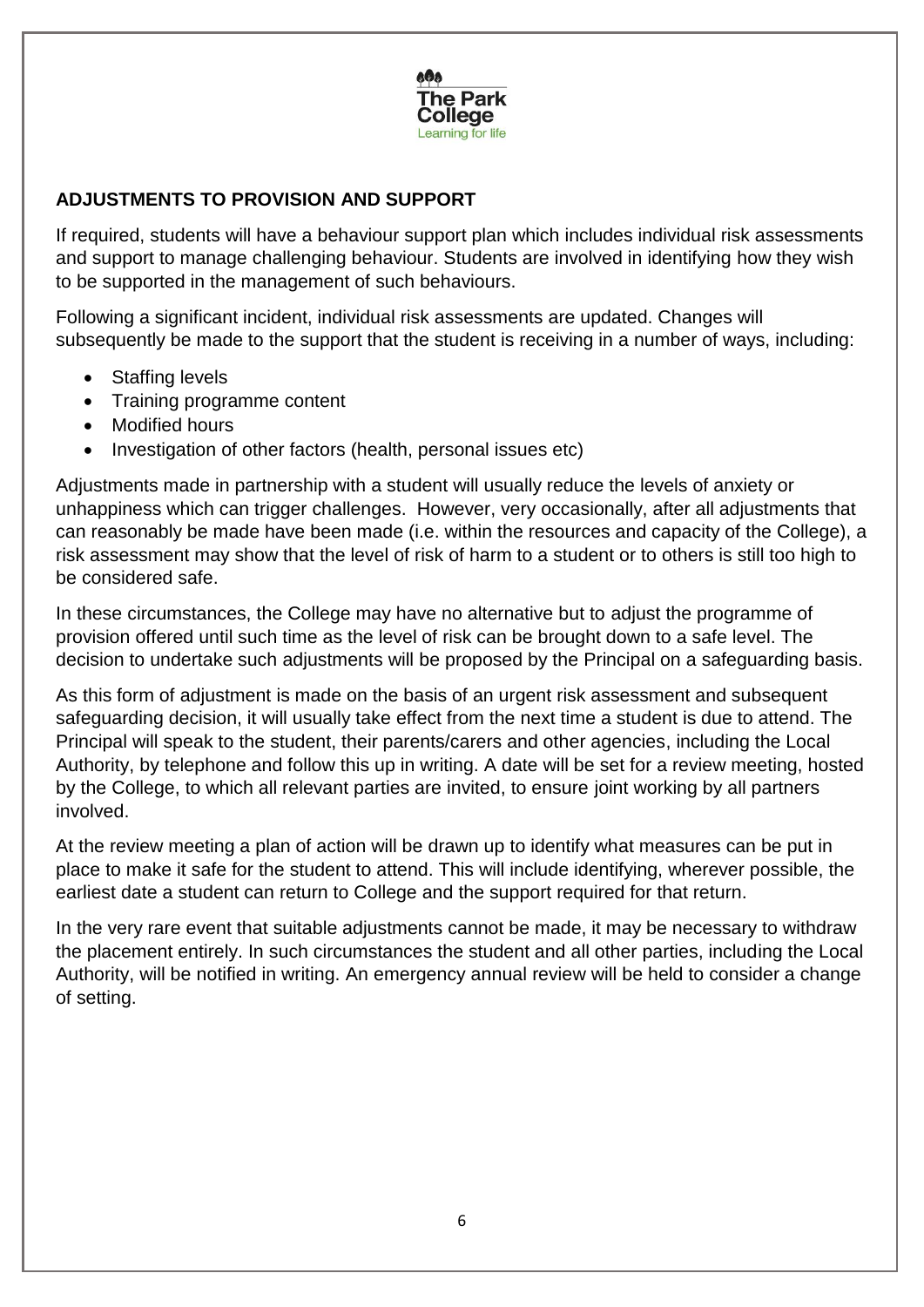## ADJUSTMENTS TO PROVISION AND SUPPORT

If required, students will have a behaviour support plan which includes individual risk assessments and support to manage challenging behaviour. Students are involved in identifying how they wish to be supported in the management of such behaviours.

Following a significant incident, individual risk assessments are updated. Changes will subsequently be made to the support that the student is receiving in a number of ways, including:

- Staffing levels
- Training programme content
- Modified hours
- Investigation of other factors (health, personal issues etc)

Adjustments made in partnership with a student will usually reduce the levels of anxiety or unhappiness which can trigger challenges. However, very occasionally, after all adjustments that can reasonably be made have been made (i.e. within the resources and capacity of the College), a risk assessment may show that the level of risk of harm to a student or to others is still too high to be considered safe.

In these circumstances, the College may have no alternative but to adjust the programme of provision offered until such time as the level of risk can be brought down to a safe level. The decision to undertake such adjustments will be proposed by the Principal on a safeguarding basis.

As this form of adjustment is made on the basis of an urgent risk assessment and subsequent safeguarding decision, it will usually take effect from the next time a student is due to attend. The Principal will speak to the student, their parents/carers and other agencies, including the Local Authority, by telephone and follow this up in writing. A date will be set for a review meeting, hosted by the College, to which all relevant parties are invited, to ensure joint working by all partners involved.

At the review meeting a plan of action will be drawn up to identify what measures can be put in place to make it safe for the student to attend. This will include identifying, wherever possible, the earliest date a student can return to College and the support required for that return.

In the very rare event that suitable adjustments cannot be made, it may be necessary to withdraw the placement entirely. In such circumstances the student and all other parties, including the Local Authority, will be notified in writing. An emergency annual review will be held to consider a change of setting.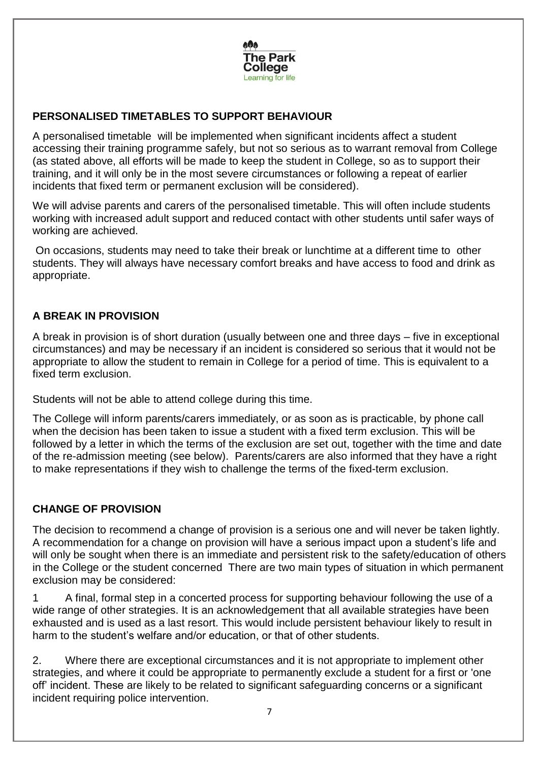## PERSONALISED TIMETABLES TO SUPPORT BEHAVIOUR

A personalised timetable will be implemented when significant incidents affect a student accessing their training programme safely, but not so serious as to warrant removal from College (as stated above, all efforts will be made to keep the student in College, so as to support their training, and it will only be in the most severe circumstances or following a repeat of earlier incidents that fixed term or permanent exclusion will be considered).

We will advise parents and carers of the personalised timetable. This will often include students working with increased adult support and reduced contact with other students until safer ways of working are achieved.

On occasions, students may need to take their break or lunchtime at a different time to other students. They will always have necessary comfort breaks and have access to food and drink as appropriate.

## A BREAK IN PROVISION

A break in provision is of short duration (usually between one and three days – five in exceptional circumstances) and may be necessary if an incident is considered so serious that it would not be appropriate to allow the student to remain in College for a period of time. This is equivalent to a fixed term exclusion.

Students will not be able to attend college during this time.

The College will inform parents/carers immediately, or as soon as is practicable, by phone call when the decision has been taken to issue a student with a fixed term exclusion. This will be followed by a letter in which the terms of the exclusion are set out, together with the time and date of the re-admission meeting (see below). Parents/carers are also informed that they have a right to make representations if they wish to challenge the terms of the fixed-term exclusion.

## CHANGE OF PROVISION

The decision to recommend a change of provision is a serious one and will never be taken lightly. A recommendation for a change on provision will have a serious impact upon a student's life and will only be sought when there is an immediate and persistent risk to the safety/education of others in the College or the student concerned There are two main types of situation in which permanent exclusion may be considered:

1 A final, formal step in a concerted process for supporting behaviour following the use of a wide range of other strategies. It is an acknowledgement that all available strategies have been exhausted and is used as a last resort. This would include persistent behaviour likely to result in harm to the student's welfare and/or education, or that of other students.

2. Where there are exceptional circumstances and it is not appropriate to implement other strategies, and where it could be appropriate to permanently exclude a student for a first or 'one off' incident. These are likely to be related to significant safeguarding concerns or a significant incident requiring police intervention.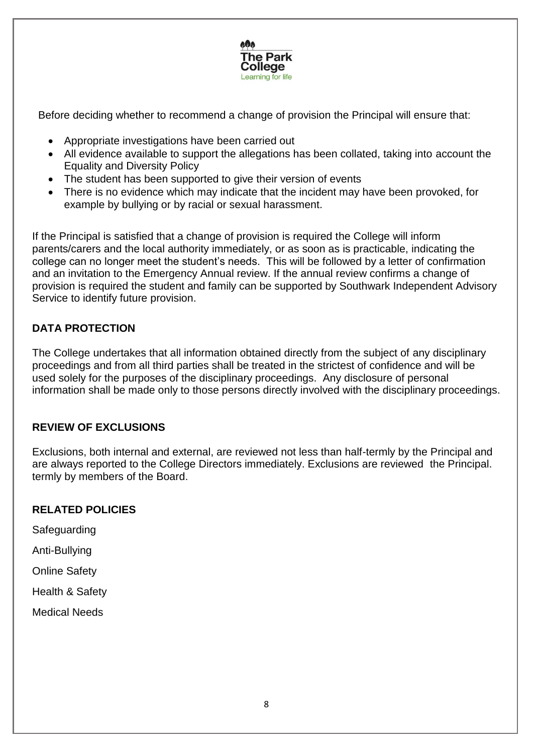Before deciding whether to recommend a change of provision the Principal will ensure that:

- Appropriate investigations have been carried out
- All evidence available to support the allegations has been collated, taking into account the Equality and Diversity Policy
- The student has been supported to give their version of events
- There is no evidence which may indicate that the incident may have been provoked, for example by bullying or by racial or sexual harassment.

If the Principal is satisfied that a change of provision is required the College will inform parents/carers and the local authority immediately, or as soon as is practicable, indicating the college can no longer meet the student's needs. This will be followed by a letter of confirmation and an invitation to the Emergency Annual review. If the annual review confirms a change of provision is required the student and family can be supported by Southwark Independent Advisory Service to identify future provision.

## DATA PROTECTION

The College undertakes that all information obtained directly from the subject of any disciplinary proceedings and from all third parties shall be treated in the strictest of confidence and will be used solely for the purposes of the disciplinary proceedings. Any disclosure of personal information shall be made only to those persons directly involved with the disciplinary proceedings.

## REVIEW OF EXCLUSIONS

Exclusions, both internal and external, are reviewed not less than half-termly by the Principal and are always reported to the College Directors immediately. Exclusions are reviewed the Principal. termly by members of the Board.

## RELATED POLICIES

Safeguarding

Anti-Bullying

Online Safety

Health & Safety

Medical Needs